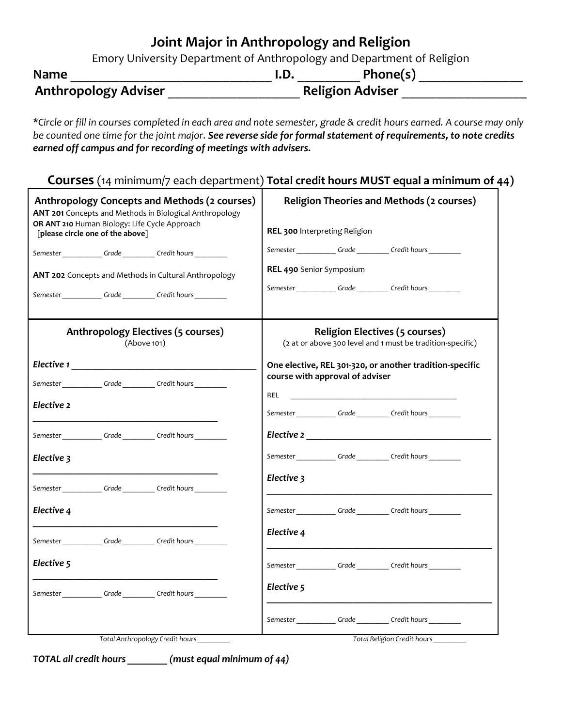# Joint Major in Anthropology and Religion

Emory University Department of Anthropology and Department of Religion

**Name** ______________________________ **I.D.** _________ **Phone(s)** _______________

**Anthropology Adviser** __________________ **Religion Adviser** _________________

**\****Circle or fill in courses completed in each area and note semester, grade & credit hours earned. A course may only be counted one time for the joint major.* ***See reverse side for formal statement of requirements, to note credits earned off campus and for recording of meetings with advisers.***

## Courses (14 minimum/7 each department) **Total credit hours MUST equal a minimum of 44)**

### Anthropology Concepts and Methods (2 courses)

**ANT 201** Concepts and Methods in Biological Anthropology
**OR ANT 210** Human Biology: Life Cycle Approach
[**please circle one of the above**]

*Semester* __________ *Grade* ________ *Credit hours* ________

**ANT 202** Concepts and Methods in Cultural Anthropology

*Semester* __________ *Grade* ________ *Credit hours* ________

### Religion Theories and Methods (2 courses)

**REL 300** Interpreting Religion

*Semester* __________ *Grade* ________ *Credit hours* ________

**REL 490** Senior Symposium

*Semester* __________ *Grade* ________ *Credit hours* ________

### Anthropology Electives (5 courses)

(Above 101)

***Elective 1*** ____________________________________

*Semester* __________ *Grade* ________ *Credit hours* ________

***Elective 2*** ____________________________________

*Semester* __________ *Grade* ________ *Credit hours* ________

***Elective 3*** ____________________________________

*Semester* __________ *Grade* ________ *Credit hours* ________

***Elective 4*** ____________________________________

*Semester* __________ *Grade* ________ *Credit hours* ________

***Elective 5*** ____________________________________

*Semester* __________ *Grade* ________ *Credit hours* ________

*Total Anthropology Credit hours* ________

### Religion Electives (5 courses)

(2 at or above 300 level and 1 must be tradition-specific)

**One elective, REL 301-320, or another tradition-specific course with approval of adviser**

REL ____________________________________

*Semester* __________ *Grade* ________ *Credit hours* ________

***Elective 2*** ____________________________________

*Semester* __________ *Grade* ________ *Credit hours* ________

***Elective 3*** ____________________________________

*Semester* __________ *Grade* ________ *Credit hours* ________

***Elective 4*** ____________________________________

*Semester* __________ *Grade* ________ *Credit hours* ________

***Elective 5*** ____________________________________

*Semester* __________ *Grade* ________ *Credit hours* ________

*Total Religion Credit hours* ________

***TOTAL all credit hours _______ (must equal minimum of 44)***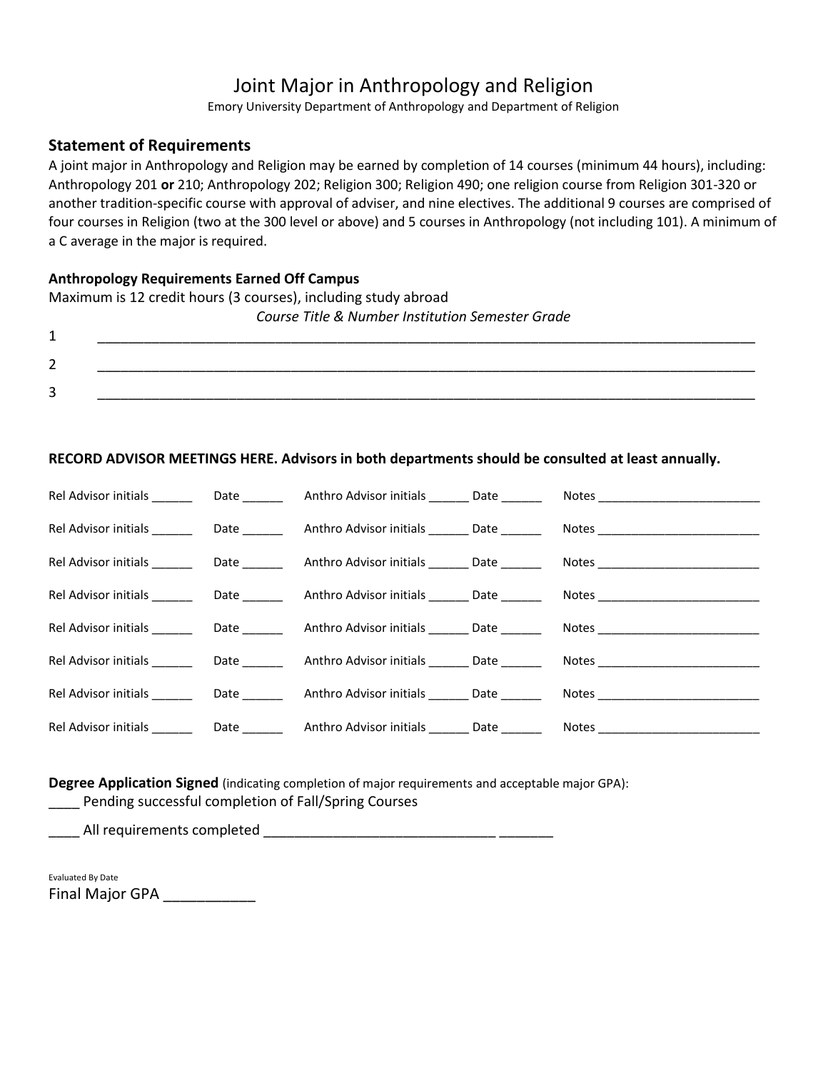# Joint Major in Anthropology and Religion

Emory University Department of Anthropology and Department of Religion

## Statement of Requirements

A joint major in Anthropology and Religion may be earned by completion of 14 courses (minimum 44 hours), including: Anthropology 201 **or** 210; Anthropology 202; Religion 300; Religion 490; one religion course from Religion 301-320 or another tradition-specific course with approval of adviser, and nine electives. The additional 9 courses are comprised of four courses in Religion (two at the 300 level or above) and 5 courses in Anthropology (not including 101). A minimum of a C average in the major is required.

### Anthropology Requirements Earned Off Campus

Maximum is 12 credit hours (3 courses), including study abroad

*Course Title & Number Institution Semester Grade*

1 ______________________________________________________________________________

2 ______________________________________________________________________________

3 ______________________________________________________________________________

**RECORD ADVISOR MEETINGS HERE. Advisors in both departments should be consulted at least annually.**

Rel Advisor initials ______ Date ______ Anthro Advisor initials ______ Date ______ Notes ________________________

Rel Advisor initials ______ Date ______ Anthro Advisor initials ______ Date ______ Notes ________________________

Rel Advisor initials ______ Date ______ Anthro Advisor initials ______ Date ______ Notes ________________________

Rel Advisor initials ______ Date ______ Anthro Advisor initials ______ Date ______ Notes ________________________

Rel Advisor initials ______ Date ______ Anthro Advisor initials ______ Date ______ Notes ________________________

Rel Advisor initials ______ Date ______ Anthro Advisor initials ______ Date ______ Notes ________________________

Rel Advisor initials ______ Date ______ Anthro Advisor initials ______ Date ______ Notes ________________________

Rel Advisor initials ______ Date ______ Anthro Advisor initials ______ Date ______ Notes ________________________

**Degree Application Signed** (indicating completion of major requirements and acceptable major GPA):

____ Pending successful completion of Fall/Spring Courses

____ All requirements completed ______________________________ _______

Evaluated By Date

Final Major GPA ___________